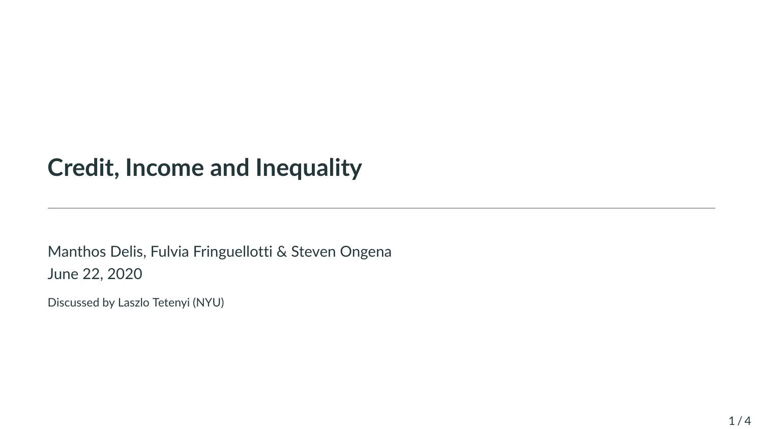# Credit, Income and Inequality

---

Manthos Delis, Fulvia Fringuellotti & Steven Ongena
June 22, 2020

Discussed by Laszlo Tetenyi (NYU)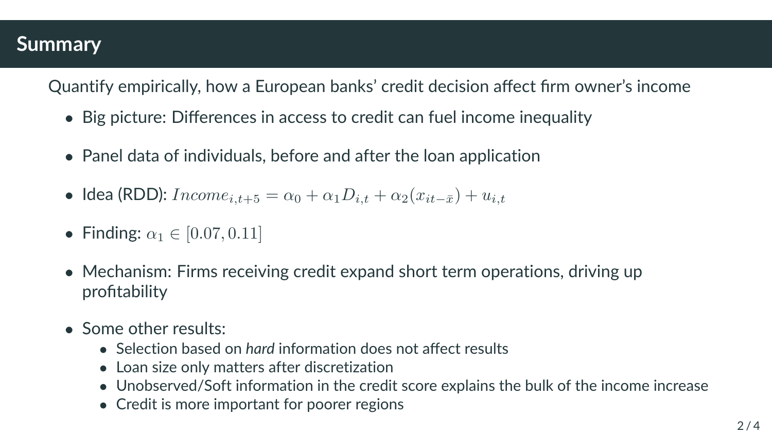# Summary

Quantify empirically, how a European banks' credit decision affect firm owner's income

- Big picture: Differences in access to credit can fuel income inequality
- Panel data of individuals, before and after the loan application
- Idea (RDD): $Income_{i,t+5} = \alpha_0 + \alpha_1 D_{i,t} + \alpha_2(x_{it-\bar{x}}) + u_{i,t}$
- Finding: $\alpha_1 \in [0.07, 0.11]$
- Mechanism: Firms receiving credit expand short term operations, driving up profitability
- Some other results:
  - Selection based on *hard* information does not affect results
  - Loan size only matters after discretization
  - Unobserved/Soft information in the credit score explains the bulk of the income increase
  - Credit is more important for poorer regions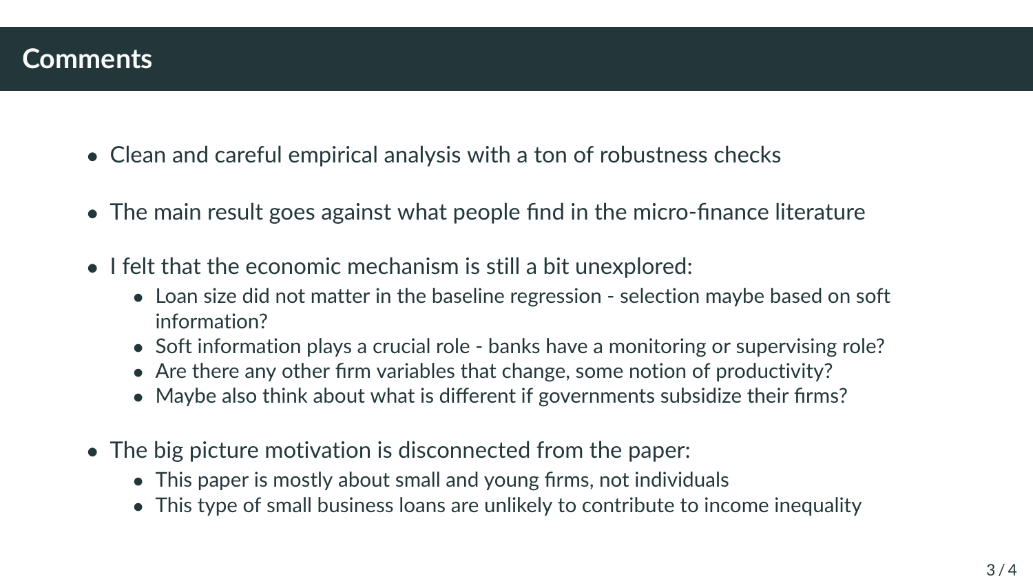# Comments

- Clean and careful empirical analysis with a ton of robustness checks
- The main result goes against what people find in the micro-finance literature
- I felt that the economic mechanism is still a bit unexplored:
  - Loan size did not matter in the baseline regression - selection maybe based on soft information?
  - Soft information plays a crucial role - banks have a monitoring or supervising role?
  - Are there any other firm variables that change, some notion of productivity?
  - Maybe also think about what is different if governments subsidize their firms?
- The big picture motivation is disconnected from the paper:
  - This paper is mostly about small and young firms, not individuals
  - This type of small business loans are unlikely to contribute to income inequality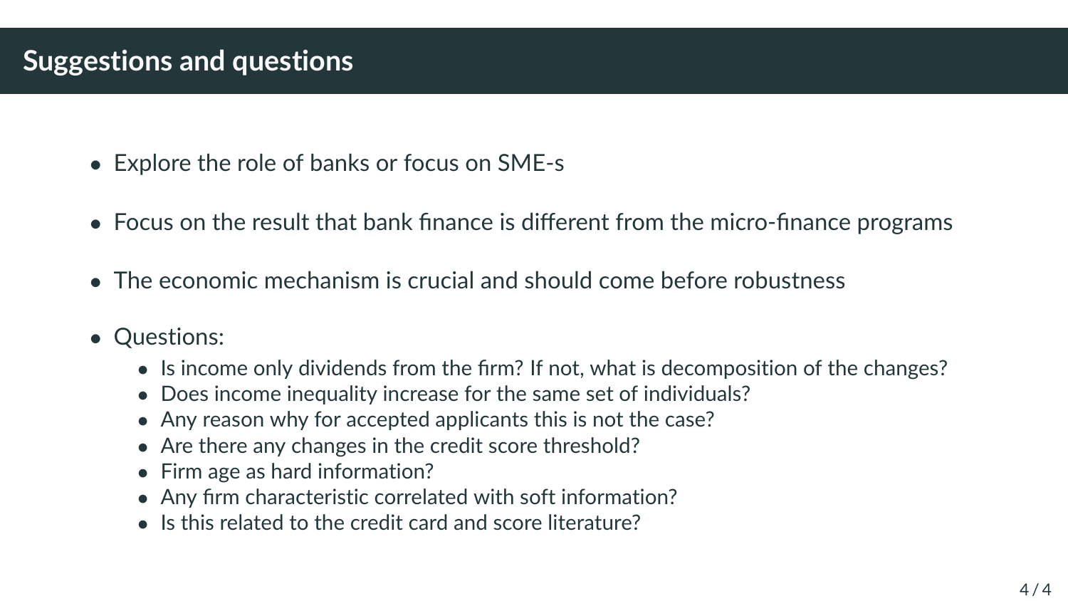# Suggestions and questions

- Explore the role of banks or focus on SME-s
- Focus on the result that bank finance is different from the micro-finance programs
- The economic mechanism is crucial and should come before robustness
- Questions:
  - Is income only dividends from the firm? If not, what is decomposition of the changes?
  - Does income inequality increase for the same set of individuals?
  - Any reason why for accepted applicants this is not the case?
  - Are there any changes in the credit score threshold?
  - Firm age as hard information?
  - Any firm characteristic correlated with soft information?
  - Is this related to the credit card and score literature?